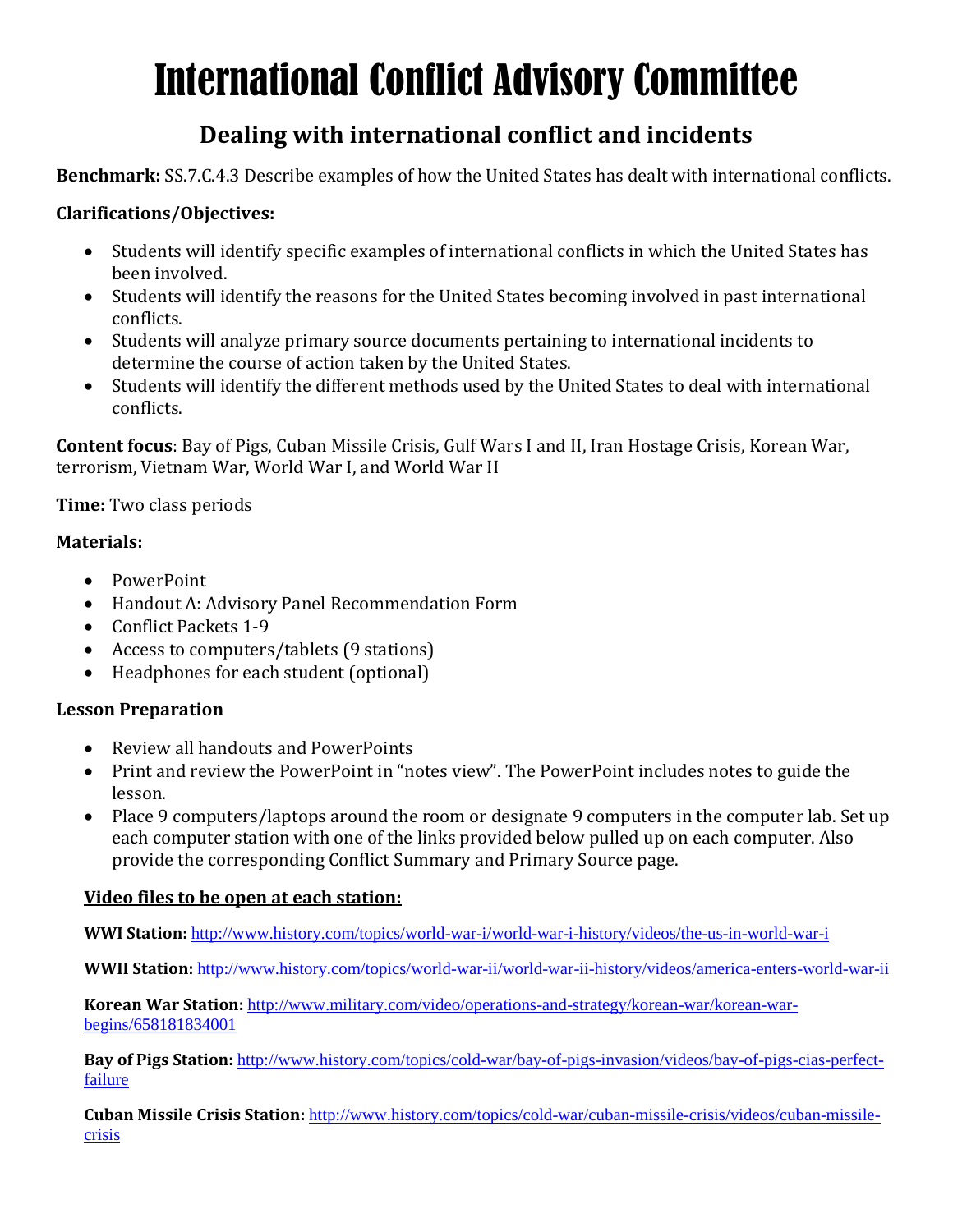# International Conflict Advisory Committee

## Dealing with international conflict and incidents

**Benchmark:** SS.7.C.4.3 Describe examples of how the United States has dealt with international conflicts.

**Clarifications/Objectives:**

- Students will identify specific examples of international conflicts in which the United States has been involved.
- Students will identify the reasons for the United States becoming involved in past international conflicts.
- Students will analyze primary source documents pertaining to international incidents to determine the course of action taken by the United States.
- Students will identify the different methods used by the United States to deal with international conflicts.

**Content focus**: Bay of Pigs, Cuban Missile Crisis, Gulf Wars I and II, Iran Hostage Crisis, Korean War, terrorism, Vietnam War, World War I, and World War II

**Time:** Two class periods

**Materials:**

- PowerPoint
- Handout A: Advisory Panel Recommendation Form
- Conflict Packets 1-9
- Access to computers/tablets (9 stations)
- Headphones for each student (optional)

**Lesson Preparation**

- Review all handouts and PowerPoints
- Print and review the PowerPoint in "notes view". The PowerPoint includes notes to guide the lesson.
- Place 9 computers/laptops around the room or designate 9 computers in the computer lab. Set up each computer station with one of the links provided below pulled up on each computer. Also provide the corresponding Conflict Summary and Primary Source page.

**Video files to be open at each station:**

**WWI Station:** http://www.history.com/topics/world-war-i/world-war-i-history/videos/the-us-in-world-war-i

**WWII Station:** http://www.history.com/topics/world-war-ii/world-war-ii-history/videos/america-enters-world-war-ii

**Korean War Station:** http://www.military.com/video/operations-and-strategy/korean-war/korean-war-begins/658181834001

**Bay of Pigs Station:** http://www.history.com/topics/cold-war/bay-of-pigs-invasion/videos/bay-of-pigs-cias-perfect-failure

**Cuban Missile Crisis Station:** http://www.history.com/topics/cold-war/cuban-missile-crisis/videos/cuban-missile-crisis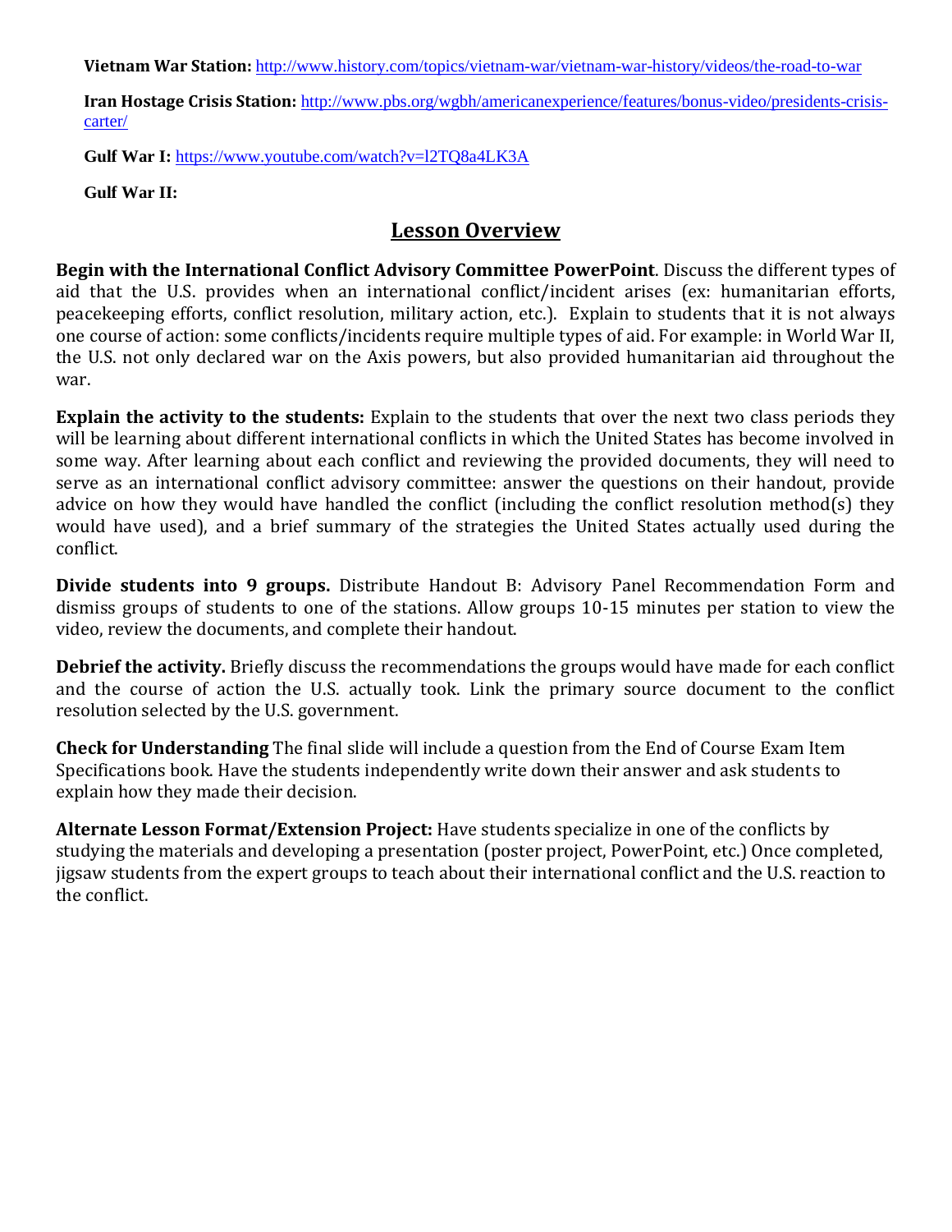**Vietnam War Station:** http://www.history.com/topics/vietnam-war/vietnam-war-history/videos/the-road-to-war

**Iran Hostage Crisis Station:** http://www.pbs.org/wgbh/americanexperience/features/bonus-video/presidents-crisis-carter/

**Gulf War I:** https://www.youtube.com/watch?v=l2TQ8a4LK3A

**Gulf War II:**

## Lesson Overview

**Begin with the International Conflict Advisory Committee PowerPoint**. Discuss the different types of aid that the U.S. provides when an international conflict/incident arises (ex: humanitarian efforts, peacekeeping efforts, conflict resolution, military action, etc.). Explain to students that it is not always one course of action: some conflicts/incidents require multiple types of aid. For example: in World War II, the U.S. not only declared war on the Axis powers, but also provided humanitarian aid throughout the war.

**Explain the activity to the students:** Explain to the students that over the next two class periods they will be learning about different international conflicts in which the United States has become involved in some way. After learning about each conflict and reviewing the provided documents, they will need to serve as an international conflict advisory committee: answer the questions on their handout, provide advice on how they would have handled the conflict (including the conflict resolution method(s) they would have used), and a brief summary of the strategies the United States actually used during the conflict.

**Divide students into 9 groups.** Distribute Handout B: Advisory Panel Recommendation Form and dismiss groups of students to one of the stations. Allow groups 10-15 minutes per station to view the video, review the documents, and complete their handout.

**Debrief the activity.** Briefly discuss the recommendations the groups would have made for each conflict and the course of action the U.S. actually took. Link the primary source document to the conflict resolution selected by the U.S. government.

**Check for Understanding** The final slide will include a question from the End of Course Exam Item Specifications book. Have the students independently write down their answer and ask students to explain how they made their decision.

**Alternate Lesson Format/Extension Project:** Have students specialize in one of the conflicts by studying the materials and developing a presentation (poster project, PowerPoint, etc.) Once completed, jigsaw students from the expert groups to teach about their international conflict and the U.S. reaction to the conflict.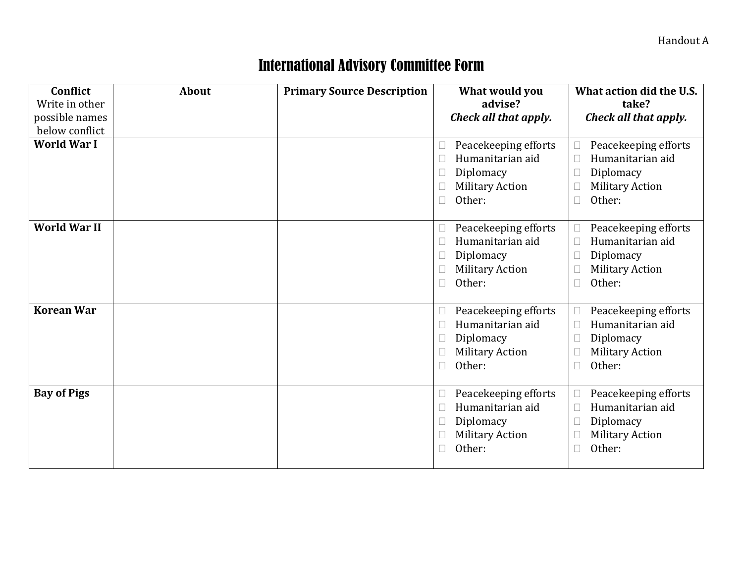Handout A

# International Advisory Committee Form

| **Conflict**<br>Write in other possible names below conflict | **About** | **Primary Source Description** | **What would you advise?**<br>***Check all that apply.*** | **What action did the U.S. take?**<br>***Check all that apply.*** |
|---|---|---|---|---|
| **World War I** | | | ☐ Peacekeeping efforts<br>☐ Humanitarian aid<br>☐ Diplomacy<br>☐ Military Action<br>☐ Other: | ☐ Peacekeeping efforts<br>☐ Humanitarian aid<br>☐ Diplomacy<br>☐ Military Action<br>☐ Other: |
| **World War II** | | | ☐ Peacekeeping efforts<br>☐ Humanitarian aid<br>☐ Diplomacy<br>☐ Military Action<br>☐ Other: | ☐ Peacekeeping efforts<br>☐ Humanitarian aid<br>☐ Diplomacy<br>☐ Military Action<br>☐ Other: |
| **Korean War** | | | ☐ Peacekeeping efforts<br>☐ Humanitarian aid<br>☐ Diplomacy<br>☐ Military Action<br>☐ Other: | ☐ Peacekeeping efforts<br>☐ Humanitarian aid<br>☐ Diplomacy<br>☐ Military Action<br>☐ Other: |
| **Bay of Pigs** | | | ☐ Peacekeeping efforts<br>☐ Humanitarian aid<br>☐ Diplomacy<br>☐ Military Action<br>☐ Other: | ☐ Peacekeeping efforts<br>☐ Humanitarian aid<br>☐ Diplomacy<br>☐ Military Action<br>☐ Other: |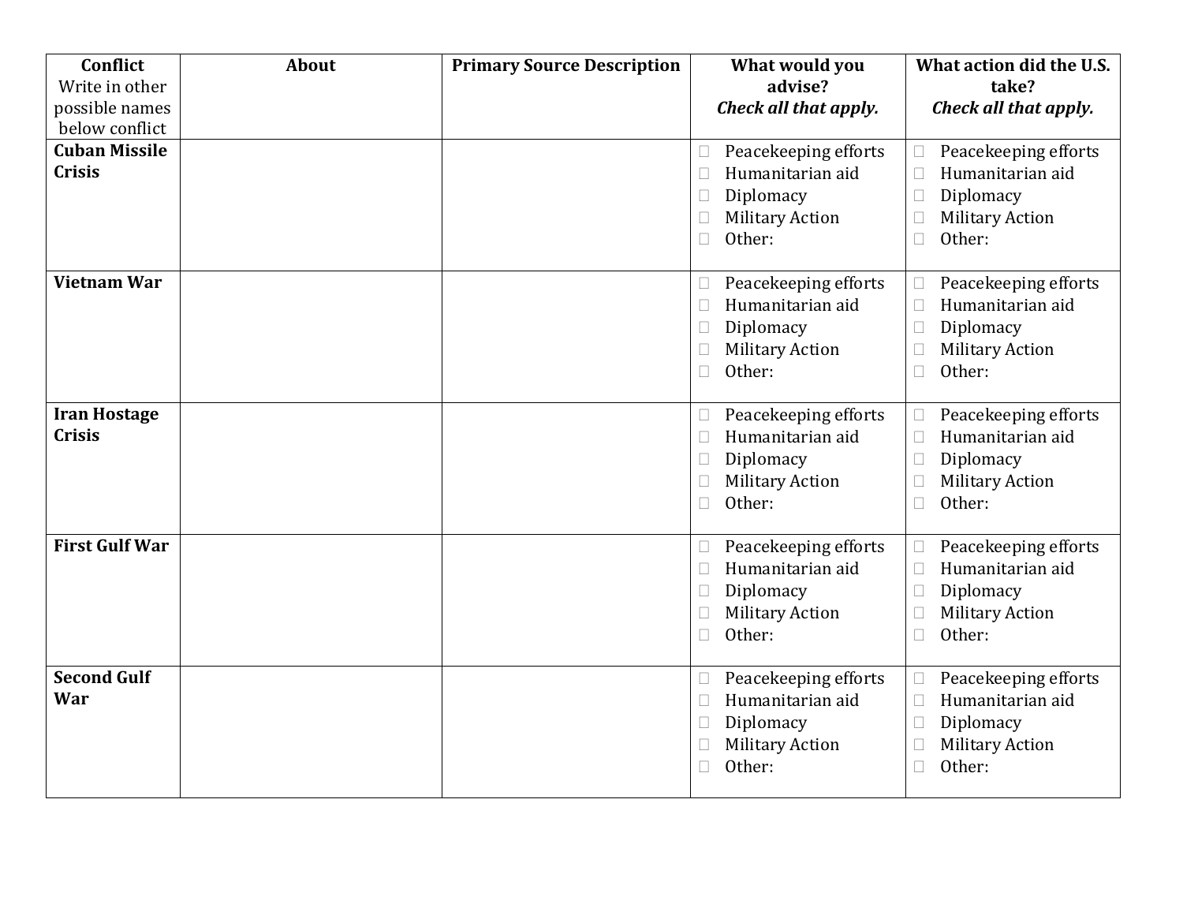| **Conflict** Write in other possible names below conflict | **About** | **Primary Source Description** | **What would you advise?** ***Check all that apply.*** | **What action did the U.S. take?** ***Check all that apply.*** |
|---|---|---|---|---|
| **Cuban Missile Crisis** | | | ☐ Peacekeeping efforts<br>☐ Humanitarian aid<br>☐ Diplomacy<br>☐ Military Action<br>☐ Other: | ☐ Peacekeeping efforts<br>☐ Humanitarian aid<br>☐ Diplomacy<br>☐ Military Action<br>☐ Other: |
| **Vietnam War** | | | ☐ Peacekeeping efforts<br>☐ Humanitarian aid<br>☐ Diplomacy<br>☐ Military Action<br>☐ Other: | ☐ Peacekeeping efforts<br>☐ Humanitarian aid<br>☐ Diplomacy<br>☐ Military Action<br>☐ Other: |
| **Iran Hostage Crisis** | | | ☐ Peacekeeping efforts<br>☐ Humanitarian aid<br>☐ Diplomacy<br>☐ Military Action<br>☐ Other: | ☐ Peacekeeping efforts<br>☐ Humanitarian aid<br>☐ Diplomacy<br>☐ Military Action<br>☐ Other: |
| **First Gulf War** | | | ☐ Peacekeeping efforts<br>☐ Humanitarian aid<br>☐ Diplomacy<br>☐ Military Action<br>☐ Other: | ☐ Peacekeeping efforts<br>☐ Humanitarian aid<br>☐ Diplomacy<br>☐ Military Action<br>☐ Other: |
| **Second Gulf War** | | | ☐ Peacekeeping efforts<br>☐ Humanitarian aid<br>☐ Diplomacy<br>☐ Military Action<br>☐ Other: | ☐ Peacekeeping efforts<br>☐ Humanitarian aid<br>☐ Diplomacy<br>☐ Military Action<br>☐ Other: |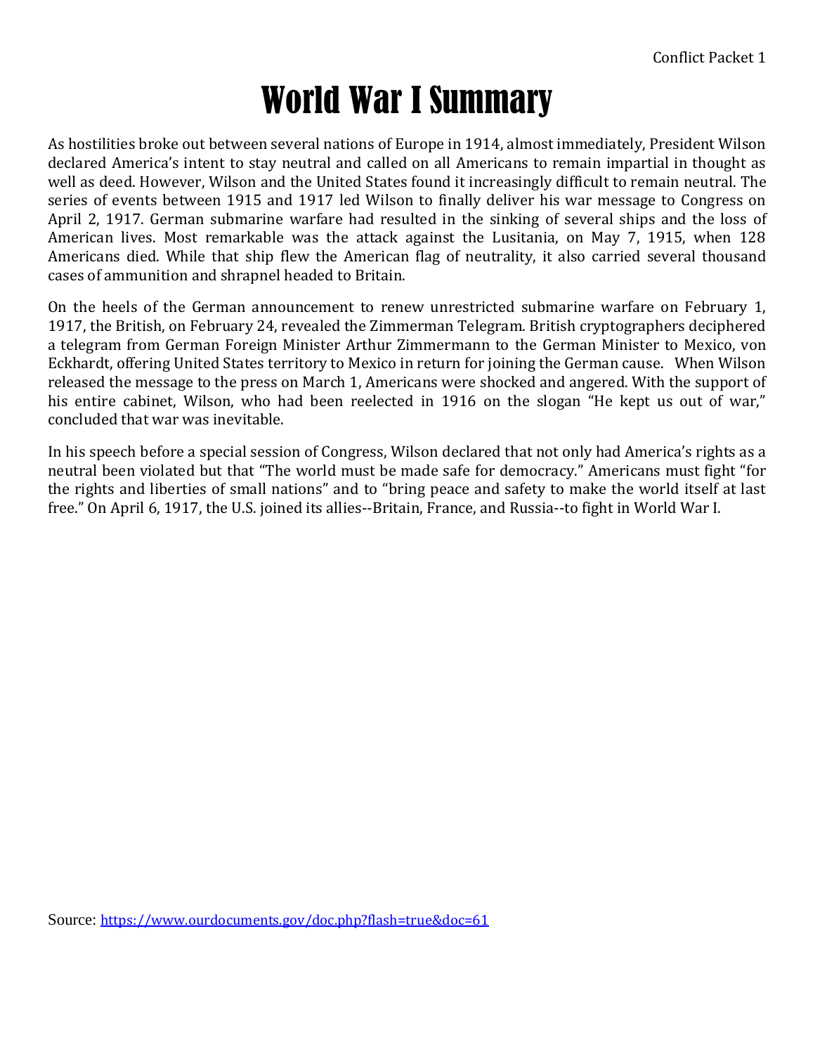# World War I Summary

As hostilities broke out between several nations of Europe in 1914, almost immediately, President Wilson declared America's intent to stay neutral and called on all Americans to remain impartial in thought as well as deed. However, Wilson and the United States found it increasingly difficult to remain neutral. The series of events between 1915 and 1917 led Wilson to finally deliver his war message to Congress on April 2, 1917. German submarine warfare had resulted in the sinking of several ships and the loss of American lives. Most remarkable was the attack against the Lusitania, on May 7, 1915, when 128 Americans died. While that ship flew the American flag of neutrality, it also carried several thousand cases of ammunition and shrapnel headed to Britain.

On the heels of the German announcement to renew unrestricted submarine warfare on February 1, 1917, the British, on February 24, revealed the Zimmerman Telegram. British cryptographers deciphered a telegram from German Foreign Minister Arthur Zimmermann to the German Minister to Mexico, von Eckhardt, offering United States territory to Mexico in return for joining the German cause. When Wilson released the message to the press on March 1, Americans were shocked and angered. With the support of his entire cabinet, Wilson, who had been reelected in 1916 on the slogan "He kept us out of war," concluded that war was inevitable.

In his speech before a special session of Congress, Wilson declared that not only had America's rights as a neutral been violated but that "The world must be made safe for democracy." Americans must fight "for the rights and liberties of small nations" and to "bring peace and safety to make the world itself at last free." On April 6, 1917, the U.S. joined its allies--Britain, France, and Russia--to fight in World War I.

Source: https://www.ourdocuments.gov/doc.php?flash=true&doc=61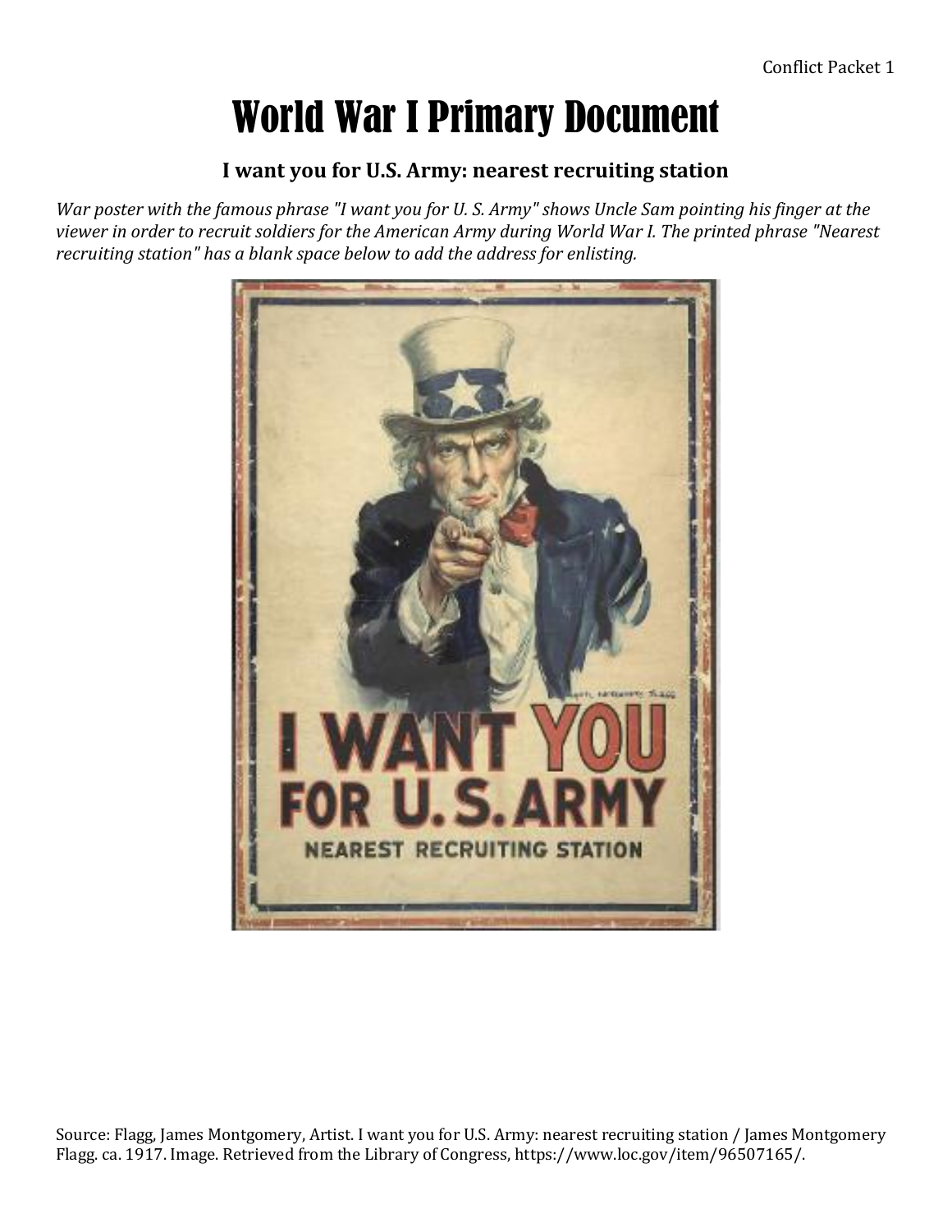# World War I Primary Document

## I want you for U.S. Army: nearest recruiting station

*War poster with the famous phrase "I want you for U. S. Army" shows Uncle Sam pointing his finger at the viewer in order to recruit soldiers for the American Army during World War I. The printed phrase "Nearest recruiting station" has a blank space below to add the address for enlisting.*

Source: Flagg, James Montgomery, Artist. I want you for U.S. Army: nearest recruiting station / James Montgomery Flagg. ca. 1917. Image. Retrieved from the Library of Congress, https://www.loc.gov/item/96507165/.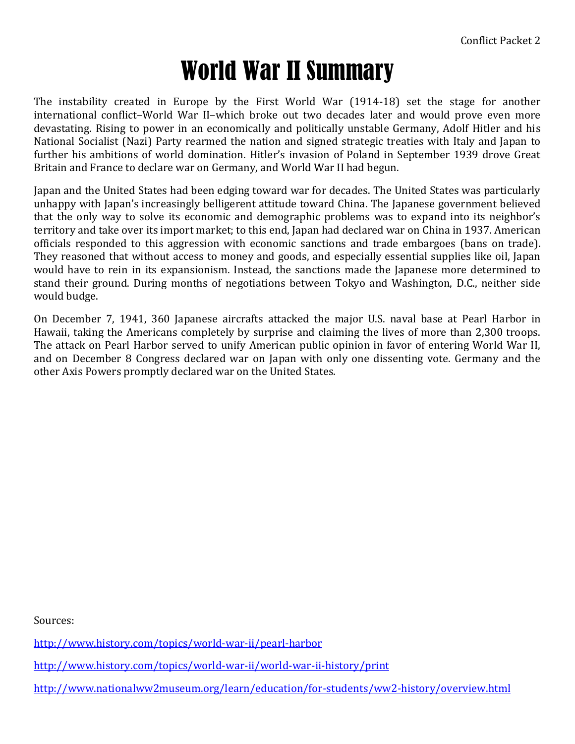# World War II Summary

The instability created in Europe by the First World War (1914-18) set the stage for another international conflict–World War II–which broke out two decades later and would prove even more devastating. Rising to power in an economically and politically unstable Germany, Adolf Hitler and his National Socialist (Nazi) Party rearmed the nation and signed strategic treaties with Italy and Japan to further his ambitions of world domination. Hitler's invasion of Poland in September 1939 drove Great Britain and France to declare war on Germany, and World War II had begun.

Japan and the United States had been edging toward war for decades. The United States was particularly unhappy with Japan's increasingly belligerent attitude toward China. The Japanese government believed that the only way to solve its economic and demographic problems was to expand into its neighbor's territory and take over its import market; to this end, Japan had declared war on China in 1937. American officials responded to this aggression with economic sanctions and trade embargoes (bans on trade). They reasoned that without access to money and goods, and especially essential supplies like oil, Japan would have to rein in its expansionism. Instead, the sanctions made the Japanese more determined to stand their ground. During months of negotiations between Tokyo and Washington, D.C., neither side would budge.

On December 7, 1941, 360 Japanese aircrafts attacked the major U.S. naval base at Pearl Harbor in Hawaii, taking the Americans completely by surprise and claiming the lives of more than 2,300 troops. The attack on Pearl Harbor served to unify American public opinion in favor of entering World War II, and on December 8 Congress declared war on Japan with only one dissenting vote. Germany and the other Axis Powers promptly declared war on the United States.

Sources:

http://www.history.com/topics/world-war-ii/pearl-harbor

http://www.history.com/topics/world-war-ii/world-war-ii-history/print

http://www.nationalww2museum.org/learn/education/for-students/ww2-history/overview.html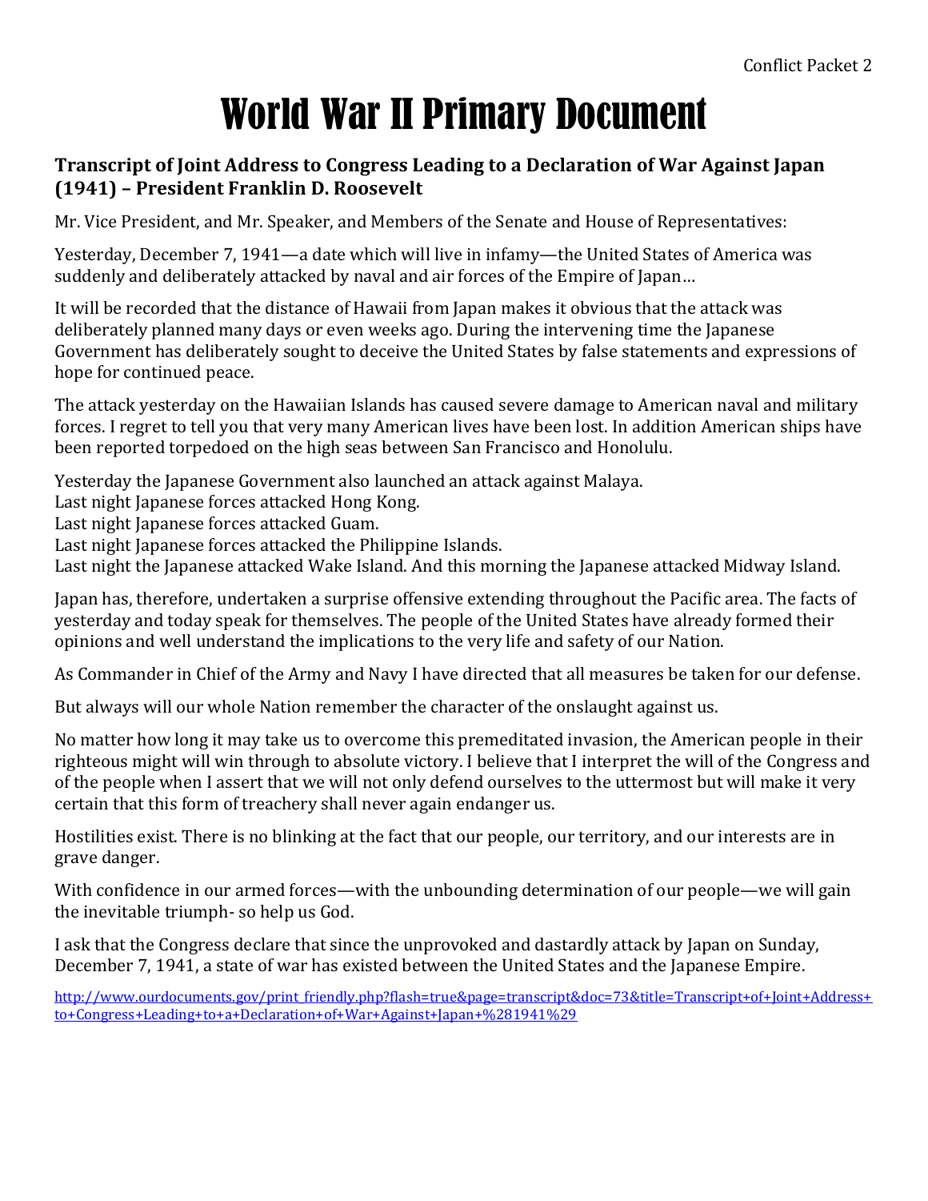# World War II Primary Document

**Transcript of Joint Address to Congress Leading to a Declaration of War Against Japan (1941) – President Franklin D. Roosevelt**

Mr. Vice President, and Mr. Speaker, and Members of the Senate and House of Representatives:

Yesterday, December 7, 1941—a date which will live in infamy—the United States of America was suddenly and deliberately attacked by naval and air forces of the Empire of Japan…

It will be recorded that the distance of Hawaii from Japan makes it obvious that the attack was deliberately planned many days or even weeks ago. During the intervening time the Japanese Government has deliberately sought to deceive the United States by false statements and expressions of hope for continued peace.

The attack yesterday on the Hawaiian Islands has caused severe damage to American naval and military forces. I regret to tell you that very many American lives have been lost. In addition American ships have been reported torpedoed on the high seas between San Francisco and Honolulu.

Yesterday the Japanese Government also launched an attack against Malaya.
Last night Japanese forces attacked Hong Kong.
Last night Japanese forces attacked Guam.
Last night Japanese forces attacked the Philippine Islands.
Last night the Japanese attacked Wake Island. And this morning the Japanese attacked Midway Island.

Japan has, therefore, undertaken a surprise offensive extending throughout the Pacific area. The facts of yesterday and today speak for themselves. The people of the United States have already formed their opinions and well understand the implications to the very life and safety of our Nation.

As Commander in Chief of the Army and Navy I have directed that all measures be taken for our defense.

But always will our whole Nation remember the character of the onslaught against us.

No matter how long it may take us to overcome this premeditated invasion, the American people in their righteous might will win through to absolute victory. I believe that I interpret the will of the Congress and of the people when I assert that we will not only defend ourselves to the uttermost but will make it very certain that this form of treachery shall never again endanger us.

Hostilities exist. There is no blinking at the fact that our people, our territory, and our interests are in grave danger.

With confidence in our armed forces—with the unbounding determination of our people—we will gain the inevitable triumph- so help us God.

I ask that the Congress declare that since the unprovoked and dastardly attack by Japan on Sunday, December 7, 1941, a state of war has existed between the United States and the Japanese Empire.

http://www.ourdocuments.gov/print_friendly.php?flash=true&page=transcript&doc=73&title=Transcript+of+Joint+Address+to+Congress+Leading+to+a+Declaration+of+War+Against+Japan+%281941%29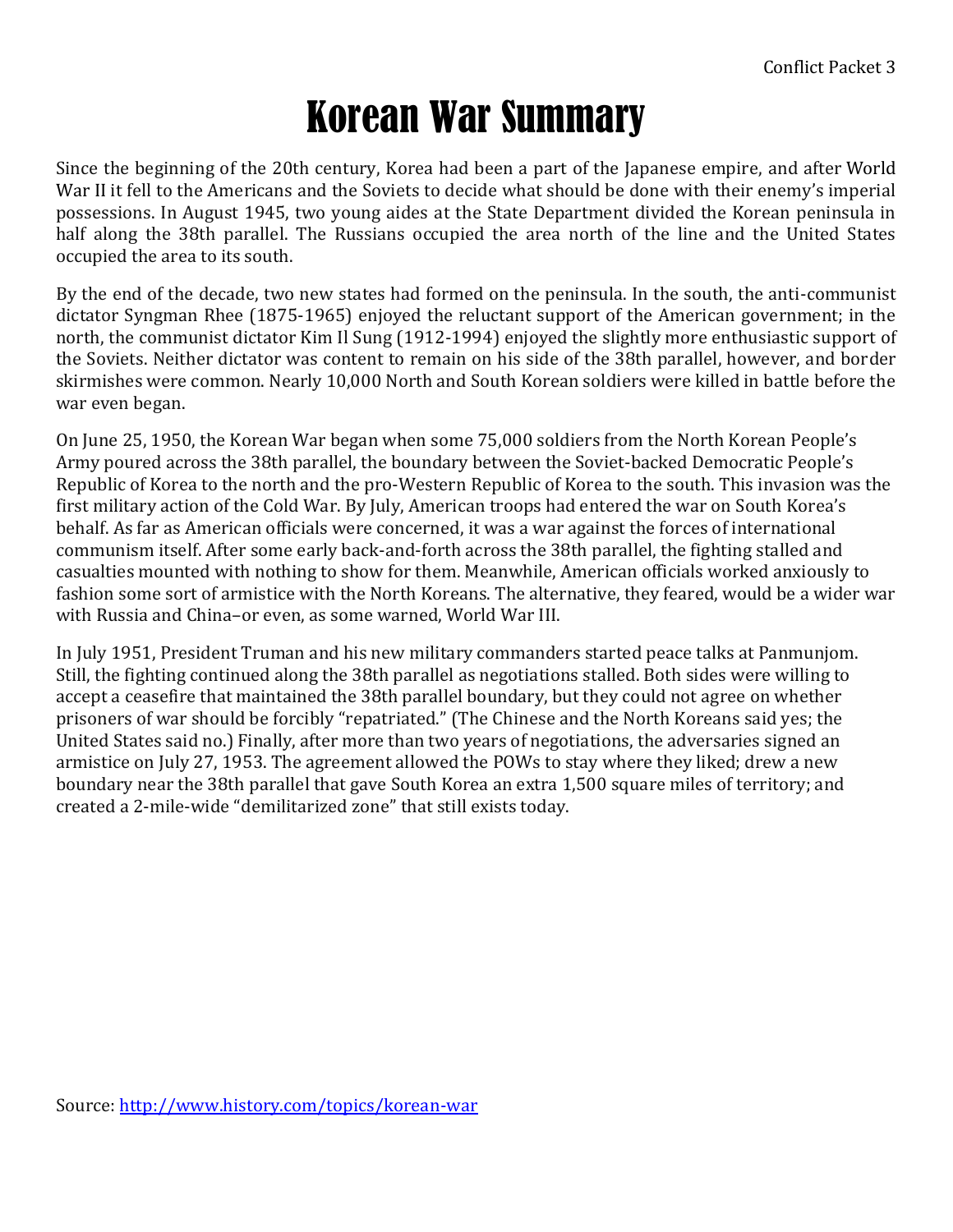# Korean War Summary

Since the beginning of the 20th century, Korea had been a part of the Japanese empire, and after World War II it fell to the Americans and the Soviets to decide what should be done with their enemy's imperial possessions. In August 1945, two young aides at the State Department divided the Korean peninsula in half along the 38th parallel. The Russians occupied the area north of the line and the United States occupied the area to its south.

By the end of the decade, two new states had formed on the peninsula. In the south, the anti-communist dictator Syngman Rhee (1875-1965) enjoyed the reluctant support of the American government; in the north, the communist dictator Kim Il Sung (1912-1994) enjoyed the slightly more enthusiastic support of the Soviets. Neither dictator was content to remain on his side of the 38th parallel, however, and border skirmishes were common. Nearly 10,000 North and South Korean soldiers were killed in battle before the war even began.

On June 25, 1950, the Korean War began when some 75,000 soldiers from the North Korean People's Army poured across the 38th parallel, the boundary between the Soviet-backed Democratic People's Republic of Korea to the north and the pro-Western Republic of Korea to the south. This invasion was the first military action of the Cold War. By July, American troops had entered the war on South Korea's behalf. As far as American officials were concerned, it was a war against the forces of international communism itself. After some early back-and-forth across the 38th parallel, the fighting stalled and casualties mounted with nothing to show for them. Meanwhile, American officials worked anxiously to fashion some sort of armistice with the North Koreans. The alternative, they feared, would be a wider war with Russia and China–or even, as some warned, World War III.

In July 1951, President Truman and his new military commanders started peace talks at Panmunjom. Still, the fighting continued along the 38th parallel as negotiations stalled. Both sides were willing to accept a ceasefire that maintained the 38th parallel boundary, but they could not agree on whether prisoners of war should be forcibly "repatriated." (The Chinese and the North Koreans said yes; the United States said no.) Finally, after more than two years of negotiations, the adversaries signed an armistice on July 27, 1953. The agreement allowed the POWs to stay where they liked; drew a new boundary near the 38th parallel that gave South Korea an extra 1,500 square miles of territory; and created a 2-mile-wide "demilitarized zone" that still exists today.

Source: [http://www.history.com/topics/korean-war](http://www.history.com/topics/korean-war)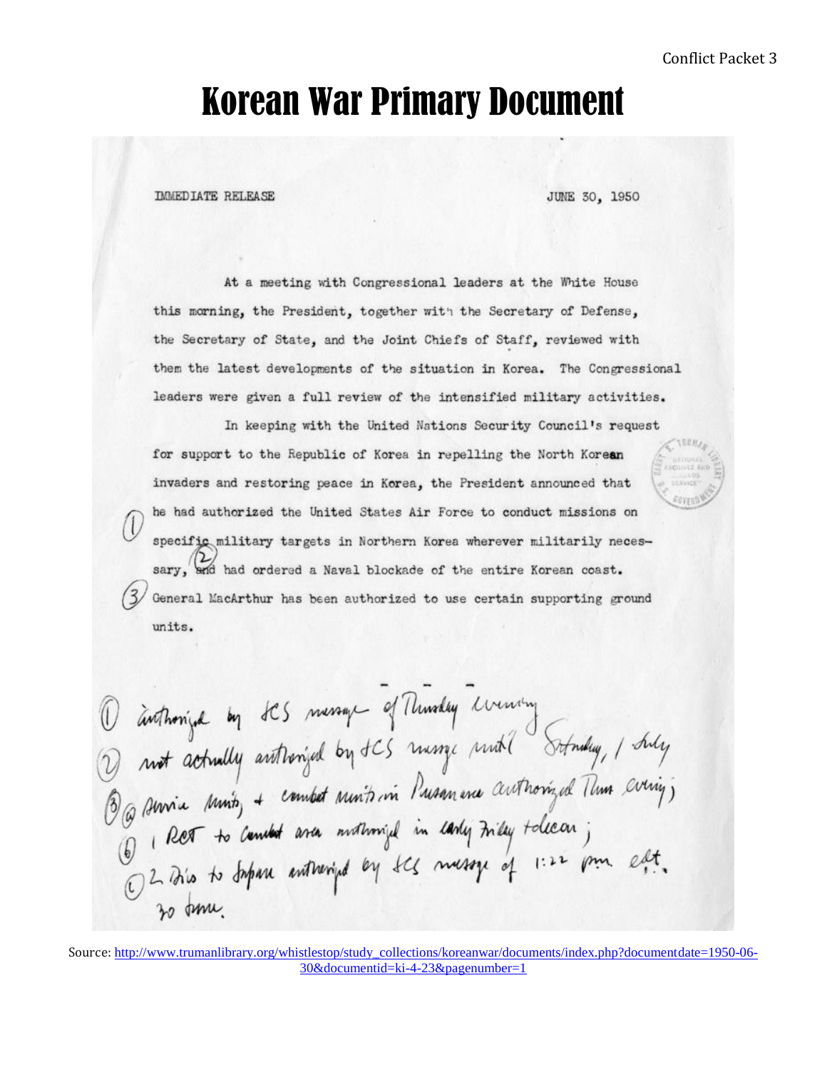# Korean War Primary Document

IMMEDIATE RELEASE JUNE 30, 1950

At a meeting with Congressional leaders at the White House this morning, the President, together with the Secretary of Defense, the Secretary of State, and the Joint Chiefs of Staff, reviewed with them the latest developments of the situation in Korea. The Congressional leaders were given a full review of the intensified military activities.

In keeping with the United Nations Security Council's request for support to the Republic of Korea in repelling the North Korean invaders and restoring peace in Korea, the President announced that (1) he had authorized the United States Air Force to conduct missions on specific military targets in Northern Korea wherever militarily necessary, (2) and had ordered a Naval blockade of the entire Korean coast. (3) General MacArthur has been authorized to use certain supporting ground units.

\- - -

(1) authorized by JCS message of Thursday evening
(2) not actually authorized by JCS message until Saturday, 1 July
(3) (a) service units, + combat units in Pusan area authorized Thurs evening;
(b) 1 RCT to combat area authorized in early Friday telecon;
(c) 2 Div's to Japan authorized by JCS message of 1:22 pm. edt. 30 June.

Source: http://www.trumanlibrary.org/whistlestop/study_collections/koreanwar/documents/index.php?documentdate=1950-06-30&documentid=ki-4-23&pagenumber=1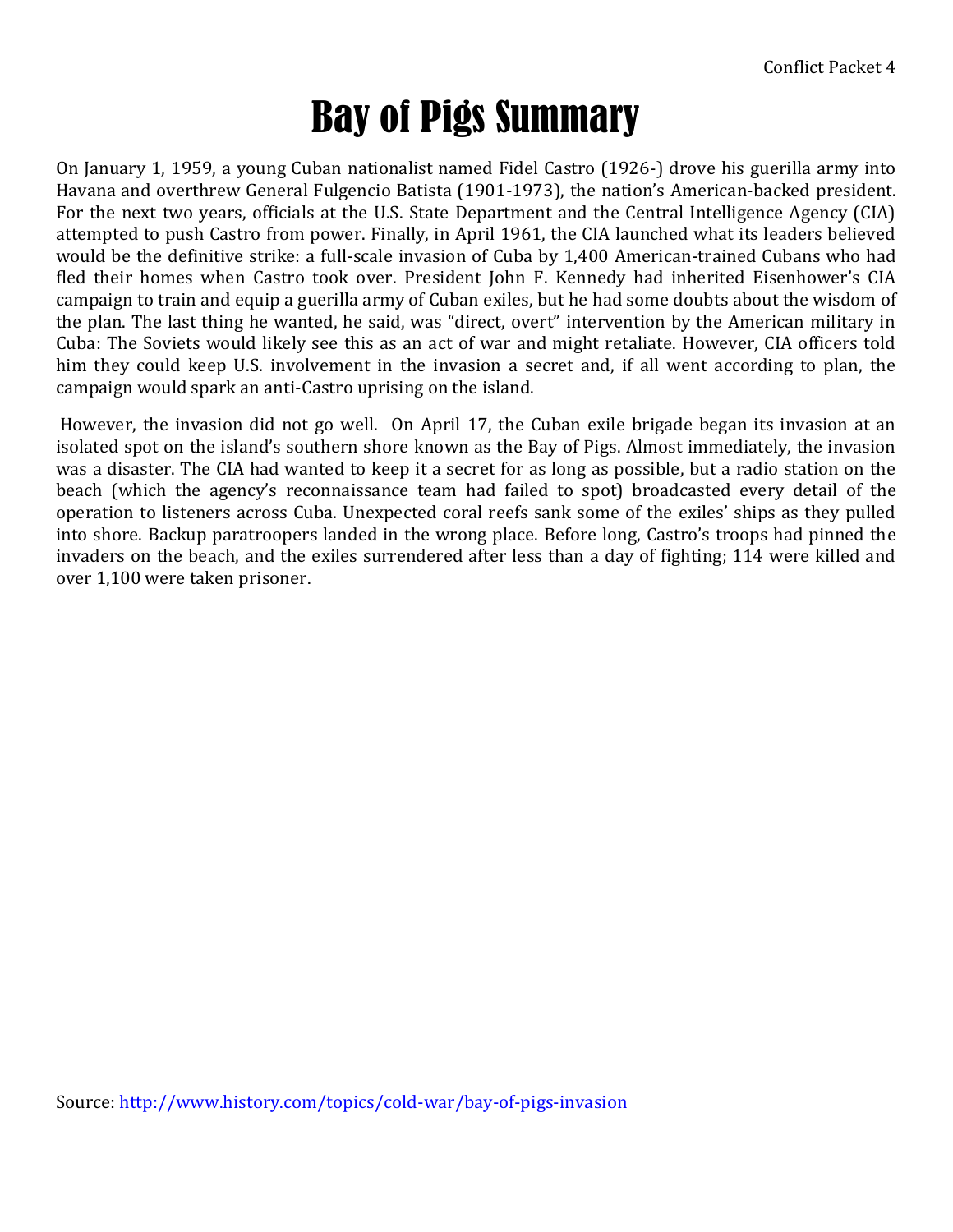# Bay of Pigs Summary

On January 1, 1959, a young Cuban nationalist named Fidel Castro (1926-) drove his guerilla army into Havana and overthrew General Fulgencio Batista (1901-1973), the nation's American-backed president. For the next two years, officials at the U.S. State Department and the Central Intelligence Agency (CIA) attempted to push Castro from power. Finally, in April 1961, the CIA launched what its leaders believed would be the definitive strike: a full-scale invasion of Cuba by 1,400 American-trained Cubans who had fled their homes when Castro took over. President John F. Kennedy had inherited Eisenhower's CIA campaign to train and equip a guerilla army of Cuban exiles, but he had some doubts about the wisdom of the plan. The last thing he wanted, he said, was "direct, overt" intervention by the American military in Cuba: The Soviets would likely see this as an act of war and might retaliate. However, CIA officers told him they could keep U.S. involvement in the invasion a secret and, if all went according to plan, the campaign would spark an anti-Castro uprising on the island.

However, the invasion did not go well. On April 17, the Cuban exile brigade began its invasion at an isolated spot on the island's southern shore known as the Bay of Pigs. Almost immediately, the invasion was a disaster. The CIA had wanted to keep it a secret for as long as possible, but a radio station on the beach (which the agency's reconnaissance team had failed to spot) broadcasted every detail of the operation to listeners across Cuba. Unexpected coral reefs sank some of the exiles' ships as they pulled into shore. Backup paratroopers landed in the wrong place. Before long, Castro's troops had pinned the invaders on the beach, and the exiles surrendered after less than a day of fighting; 114 were killed and over 1,100 were taken prisoner.

Source: http://www.history.com/topics/cold-war/bay-of-pigs-invasion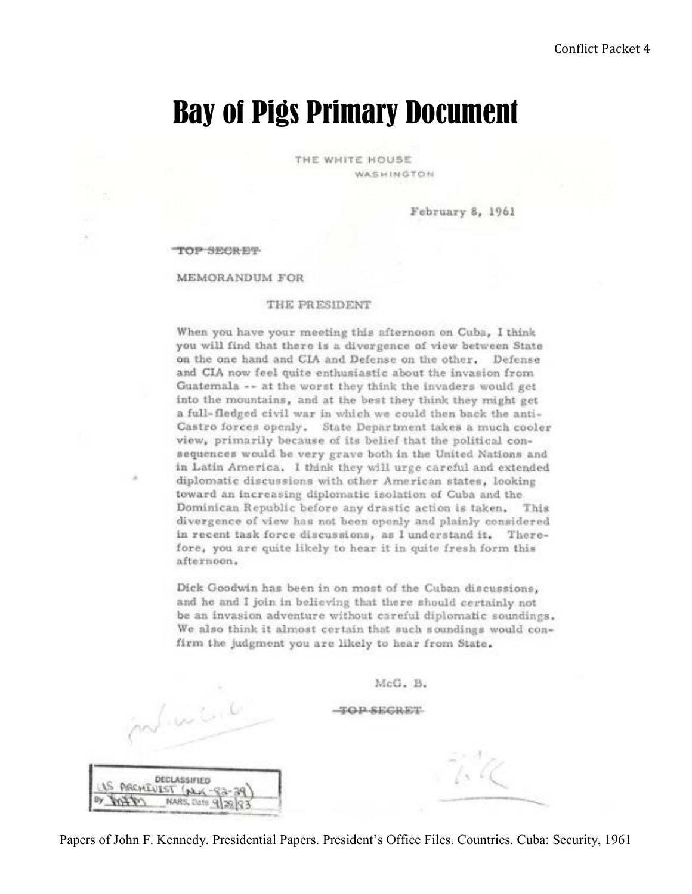# Bay of Pigs Primary Document

THE WHITE HOUSE
WASHINGTON

February 8, 1961

~~TOP SECRET~~

MEMORANDUM FOR

THE PRESIDENT

When you have your meeting this afternoon on Cuba, I think you will find that there is a divergence of view between State on the one hand and CIA and Defense on the other. Defense and CIA now feel quite enthusiastic about the invasion from Guatemala -- at the worst they think the invaders would get into the mountains, and at the best they think they might get a full-fledged civil war in which we could then back the anti-Castro forces openly. State Department takes a much cooler view, primarily because of its belief that the political consequences would be very grave both in the United Nations and in Latin America. I think they will urge careful and extended diplomatic discussions with other American states, looking toward an increasing diplomatic isolation of Cuba and the Dominican Republic before any drastic action is taken. This divergence of view has not been openly and plainly considered in recent task force discussions, as I understand it. Therefore, you are quite likely to hear it in quite fresh form this afternoon.

Dick Goodwin has been in on most of the Cuban discussions, and he and I join in believing that there should certainly not be an invasion adventure without careful diplomatic soundings. We also think it almost certain that such soundings would confirm the judgment you are likely to hear from State.

McG. B.

~~TOP SECRET~~

DECLASSIFIED
US ARCHIVIST (NLK-83-39)
By [initials] NARS, Date 9/28/83

Papers of John F. Kennedy. Presidential Papers. President's Office Files. Countries. Cuba: Security, 1961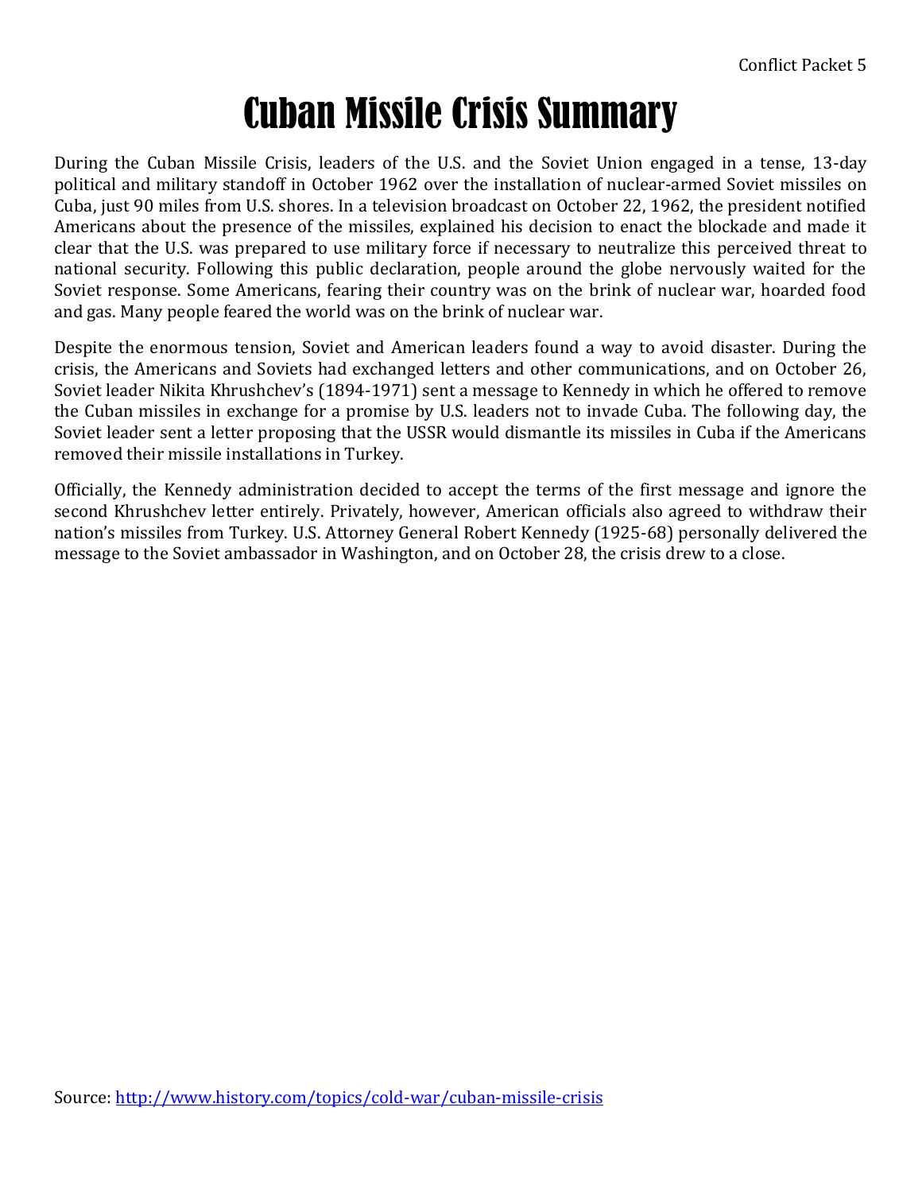# Cuban Missile Crisis Summary

During the Cuban Missile Crisis, leaders of the U.S. and the Soviet Union engaged in a tense, 13-day political and military standoff in October 1962 over the installation of nuclear-armed Soviet missiles on Cuba, just 90 miles from U.S. shores. In a television broadcast on October 22, 1962, the president notified Americans about the presence of the missiles, explained his decision to enact the blockade and made it clear that the U.S. was prepared to use military force if necessary to neutralize this perceived threat to national security. Following this public declaration, people around the globe nervously waited for the Soviet response. Some Americans, fearing their country was on the brink of nuclear war, hoarded food and gas. Many people feared the world was on the brink of nuclear war.

Despite the enormous tension, Soviet and American leaders found a way to avoid disaster. During the crisis, the Americans and Soviets had exchanged letters and other communications, and on October 26, Soviet leader Nikita Khrushchev's (1894-1971) sent a message to Kennedy in which he offered to remove the Cuban missiles in exchange for a promise by U.S. leaders not to invade Cuba. The following day, the Soviet leader sent a letter proposing that the USSR would dismantle its missiles in Cuba if the Americans removed their missile installations in Turkey.

Officially, the Kennedy administration decided to accept the terms of the first message and ignore the second Khrushchev letter entirely. Privately, however, American officials also agreed to withdraw their nation's missiles from Turkey. U.S. Attorney General Robert Kennedy (1925-68) personally delivered the message to the Soviet ambassador in Washington, and on October 28, the crisis drew to a close.

Source: [http://www.history.com/topics/cold-war/cuban-missile-crisis](http://www.history.com/topics/cold-war/cuban-missile-crisis)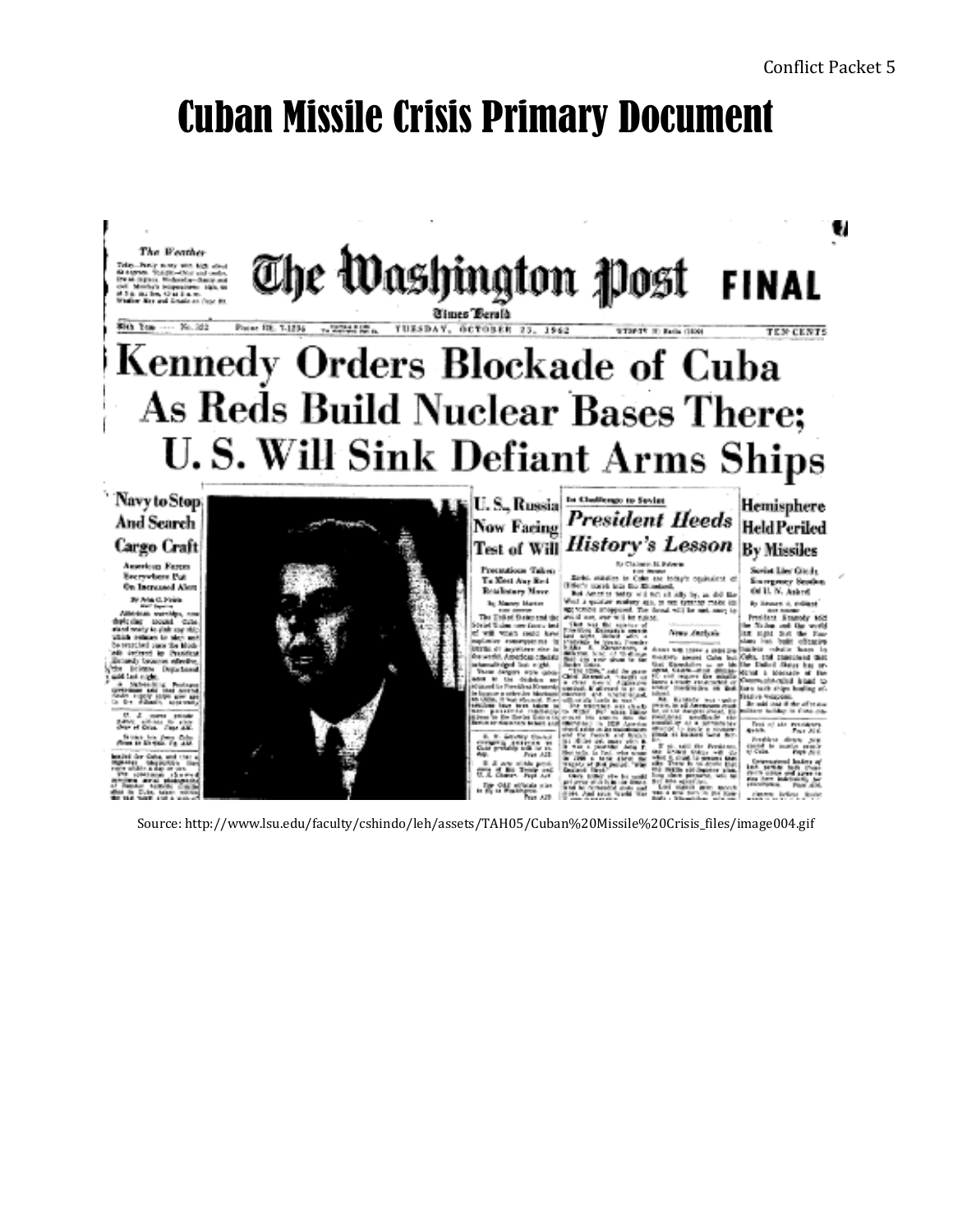# Cuban Missile Crisis Primary Document

The Washington Post **FINAL**

Times Herald

TUESDAY, OCTOBER 23, 1962 — TEN CENTS

# Kennedy Orders Blockade of Cuba As Reds Build Nuclear Bases There; U. S. Will Sink Defiant Arms Ships

## Navy to Stop And Search Cargo Craft

American Forces Everywhere Put On Increased Alert

## U. S., Russia Now Facing Test of Will

Precautions Taken To Meet Any Red Retaliatory Move

## President Heeds History's Lesson

## Hemisphere Held Periled By Missiles

Source: http://www.lsu.edu/faculty/cshindo/leh/assets/TAH05/Cuban%20Missile%20Crisis_files/image004.gif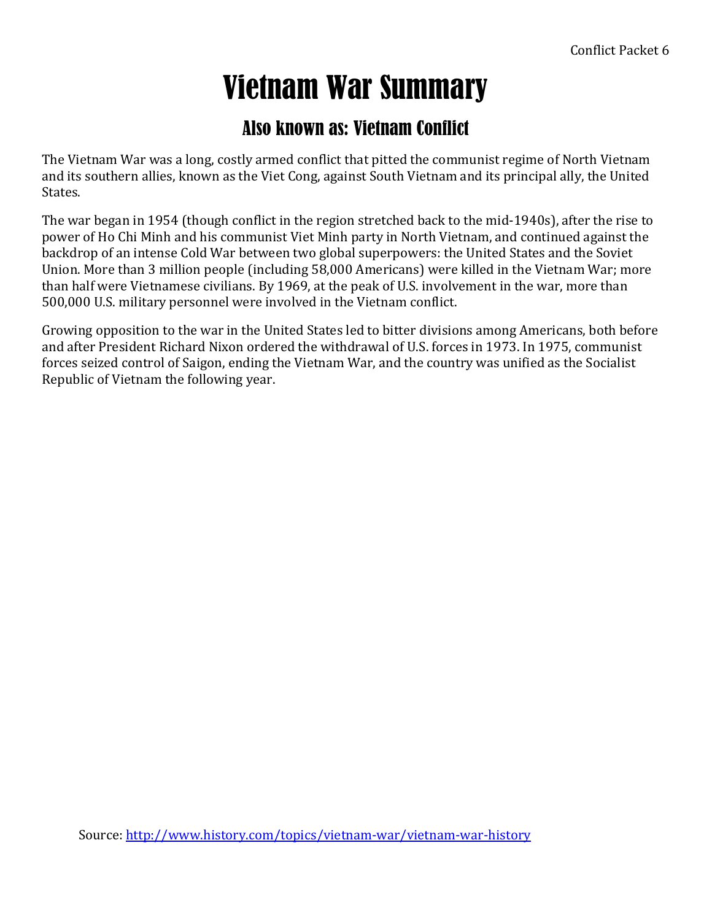# Vietnam War Summary

## Also known as: Vietnam Conflict

The Vietnam War was a long, costly armed conflict that pitted the communist regime of North Vietnam and its southern allies, known as the Viet Cong, against South Vietnam and its principal ally, the United States.

The war began in 1954 (though conflict in the region stretched back to the mid-1940s), after the rise to power of Ho Chi Minh and his communist Viet Minh party in North Vietnam, and continued against the backdrop of an intense Cold War between two global superpowers: the United States and the Soviet Union. More than 3 million people (including 58,000 Americans) were killed in the Vietnam War; more than half were Vietnamese civilians. By 1969, at the peak of U.S. involvement in the war, more than 500,000 U.S. military personnel were involved in the Vietnam conflict.

Growing opposition to the war in the United States led to bitter divisions among Americans, both before and after President Richard Nixon ordered the withdrawal of U.S. forces in 1973. In 1975, communist forces seized control of Saigon, ending the Vietnam War, and the country was unified as the Socialist Republic of Vietnam the following year.

Source: [http://www.history.com/topics/vietnam-war/vietnam-war-history](http://www.history.com/topics/vietnam-war/vietnam-war-history)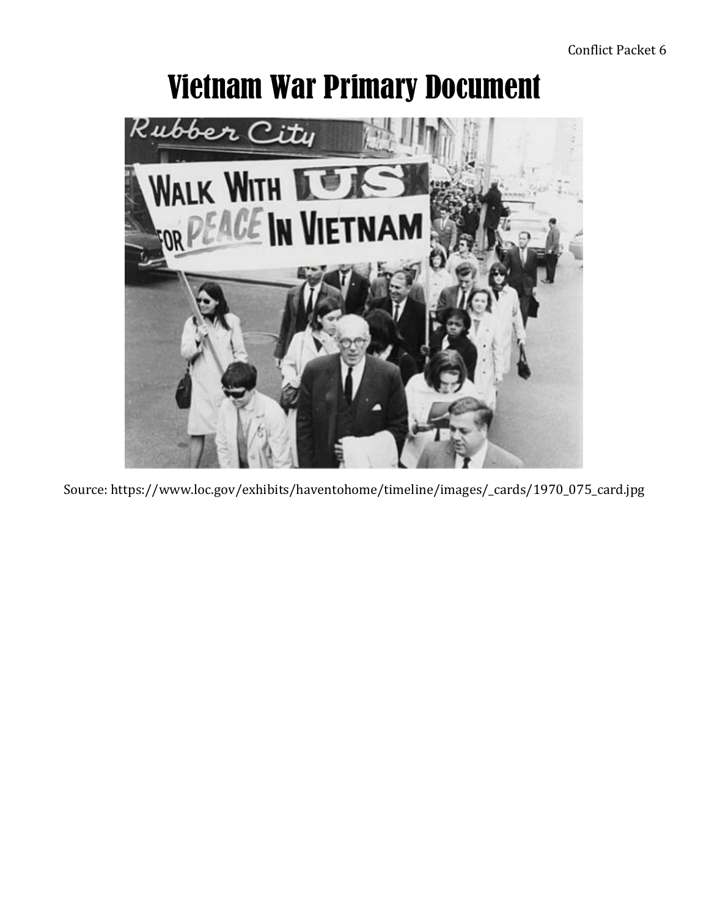# Vietnam War Primary Document

Source: https://www.loc.gov/exhibits/haventohome/timeline/images/_cards/1970_075_card.jpg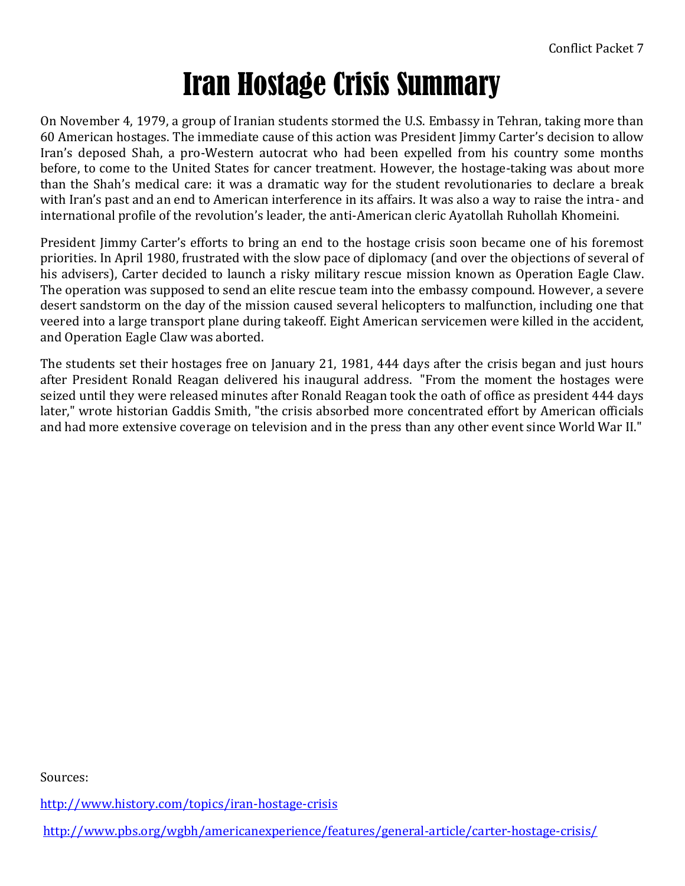# Iran Hostage Crisis Summary

On November 4, 1979, a group of Iranian students stormed the U.S. Embassy in Tehran, taking more than 60 American hostages. The immediate cause of this action was President Jimmy Carter's decision to allow Iran's deposed Shah, a pro-Western autocrat who had been expelled from his country some months before, to come to the United States for cancer treatment. However, the hostage-taking was about more than the Shah's medical care: it was a dramatic way for the student revolutionaries to declare a break with Iran's past and an end to American interference in its affairs. It was also a way to raise the intra- and international profile of the revolution's leader, the anti-American cleric Ayatollah Ruhollah Khomeini.

President Jimmy Carter's efforts to bring an end to the hostage crisis soon became one of his foremost priorities. In April 1980, frustrated with the slow pace of diplomacy (and over the objections of several of his advisers), Carter decided to launch a risky military rescue mission known as Operation Eagle Claw. The operation was supposed to send an elite rescue team into the embassy compound. However, a severe desert sandstorm on the day of the mission caused several helicopters to malfunction, including one that veered into a large transport plane during takeoff. Eight American servicemen were killed in the accident, and Operation Eagle Claw was aborted.

The students set their hostages free on January 21, 1981, 444 days after the crisis began and just hours after President Ronald Reagan delivered his inaugural address. "From the moment the hostages were seized until they were released minutes after Ronald Reagan took the oath of office as president 444 days later," wrote historian Gaddis Smith, "the crisis absorbed more concentrated effort by American officials and had more extensive coverage on television and in the press than any other event since World War II."

Sources:

http://www.history.com/topics/iran-hostage-crisis

http://www.pbs.org/wgbh/americanexperience/features/general-article/carter-hostage-crisis/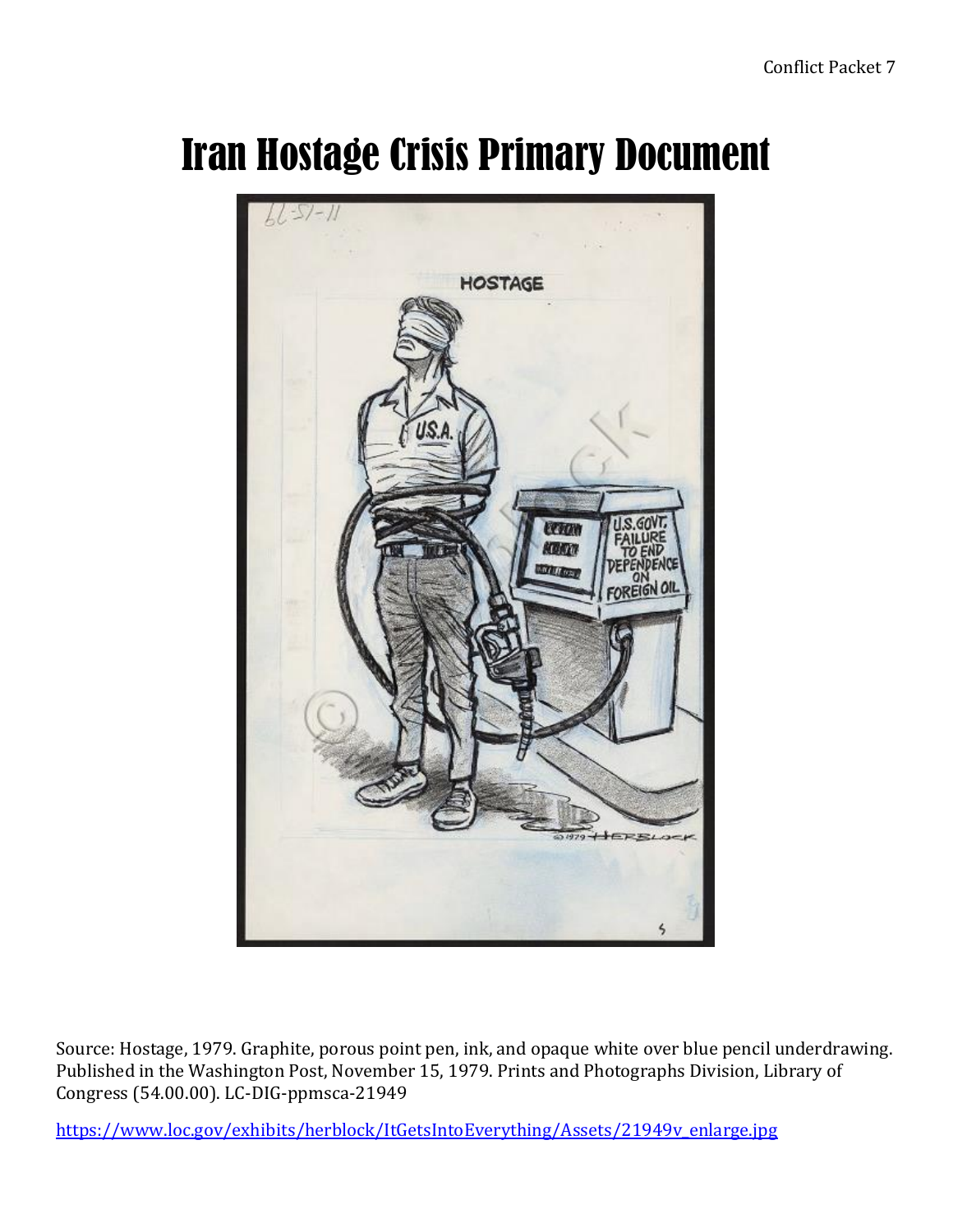# Iran Hostage Crisis Primary Document

Source: Hostage, 1979. Graphite, porous point pen, ink, and opaque white over blue pencil underdrawing. Published in the Washington Post, November 15, 1979. Prints and Photographs Division, Library of Congress (54.00.00). LC-DIG-ppmsca-21949

https://www.loc.gov/exhibits/herblock/ItGetsIntoEverything/Assets/21949v_enlarge.jpg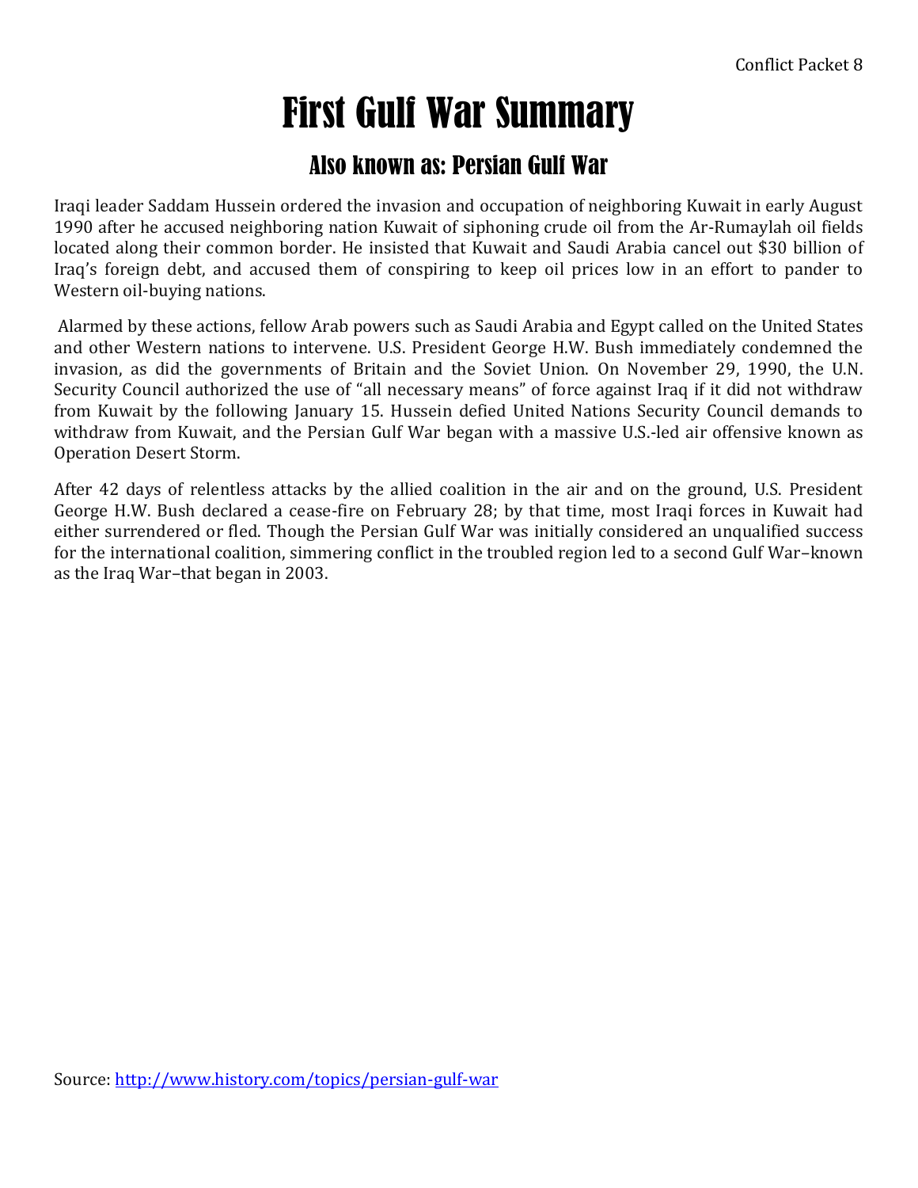# First Gulf War Summary

## Also known as: Persian Gulf War

Iraqi leader Saddam Hussein ordered the invasion and occupation of neighboring Kuwait in early August 1990 after he accused neighboring nation Kuwait of siphoning crude oil from the Ar-Rumaylah oil fields located along their common border. He insisted that Kuwait and Saudi Arabia cancel out $30 billion of Iraq's foreign debt, and accused them of conspiring to keep oil prices low in an effort to pander to Western oil-buying nations.

Alarmed by these actions, fellow Arab powers such as Saudi Arabia and Egypt called on the United States and other Western nations to intervene. U.S. President George H.W. Bush immediately condemned the invasion, as did the governments of Britain and the Soviet Union. On November 29, 1990, the U.N. Security Council authorized the use of "all necessary means" of force against Iraq if it did not withdraw from Kuwait by the following January 15. Hussein defied United Nations Security Council demands to withdraw from Kuwait, and the Persian Gulf War began with a massive U.S.-led air offensive known as Operation Desert Storm.

After 42 days of relentless attacks by the allied coalition in the air and on the ground, U.S. President George H.W. Bush declared a cease-fire on February 28; by that time, most Iraqi forces in Kuwait had either surrendered or fled. Though the Persian Gulf War was initially considered an unqualified success for the international coalition, simmering conflict in the troubled region led to a second Gulf War–known as the Iraq War–that began in 2003.

Source: [http://www.history.com/topics/persian-gulf-war](http://www.history.com/topics/persian-gulf-war)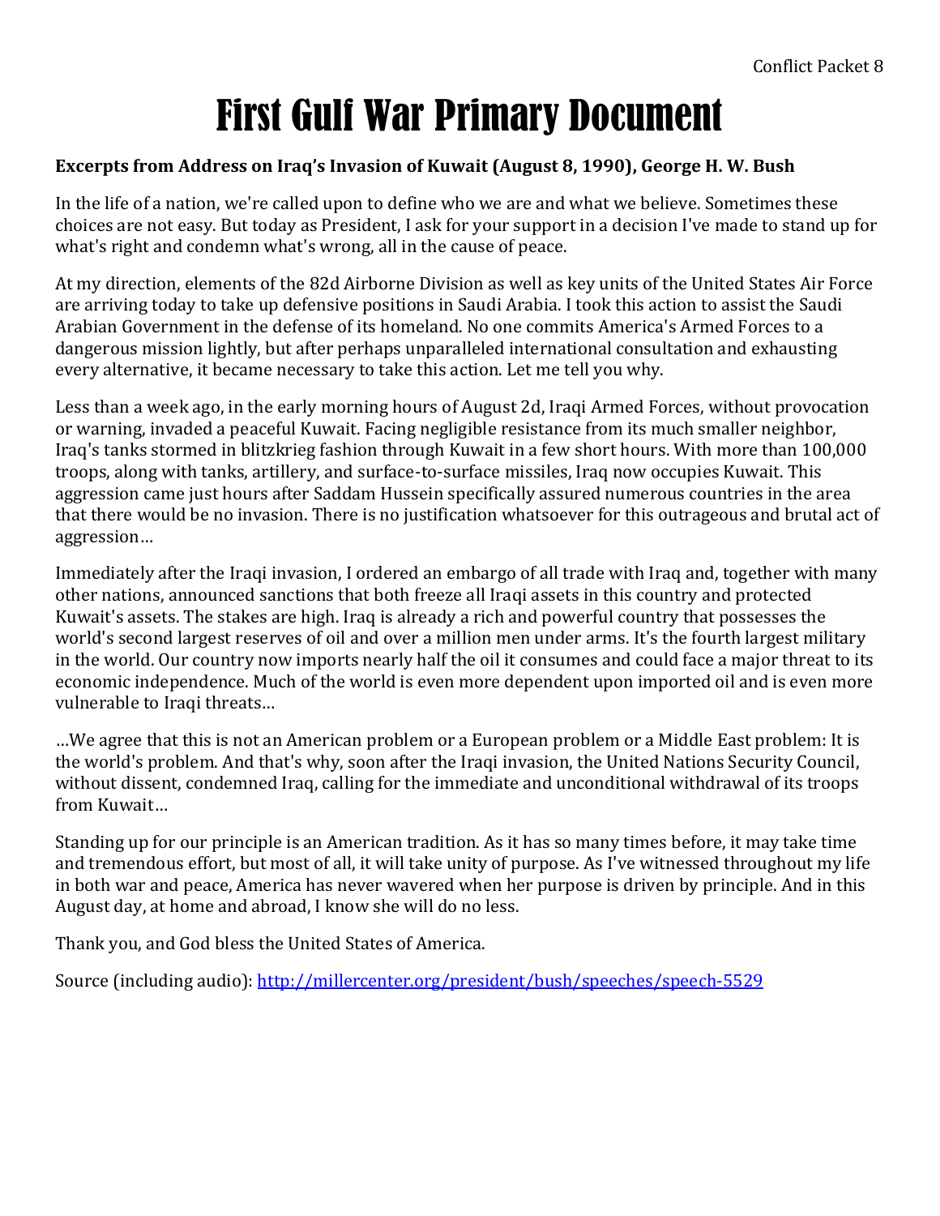# First Gulf War Primary Document

**Excerpts from Address on Iraq's Invasion of Kuwait (August 8, 1990), George H. W. Bush**

In the life of a nation, we're called upon to define who we are and what we believe. Sometimes these choices are not easy. But today as President, I ask for your support in a decision I've made to stand up for what's right and condemn what's wrong, all in the cause of peace.

At my direction, elements of the 82d Airborne Division as well as key units of the United States Air Force are arriving today to take up defensive positions in Saudi Arabia. I took this action to assist the Saudi Arabian Government in the defense of its homeland. No one commits America's Armed Forces to a dangerous mission lightly, but after perhaps unparalleled international consultation and exhausting every alternative, it became necessary to take this action. Let me tell you why.

Less than a week ago, in the early morning hours of August 2d, Iraqi Armed Forces, without provocation or warning, invaded a peaceful Kuwait. Facing negligible resistance from its much smaller neighbor, Iraq's tanks stormed in blitzkrieg fashion through Kuwait in a few short hours. With more than 100,000 troops, along with tanks, artillery, and surface-to-surface missiles, Iraq now occupies Kuwait. This aggression came just hours after Saddam Hussein specifically assured numerous countries in the area that there would be no invasion. There is no justification whatsoever for this outrageous and brutal act of aggression…

Immediately after the Iraqi invasion, I ordered an embargo of all trade with Iraq and, together with many other nations, announced sanctions that both freeze all Iraqi assets in this country and protected Kuwait's assets. The stakes are high. Iraq is already a rich and powerful country that possesses the world's second largest reserves of oil and over a million men under arms. It's the fourth largest military in the world. Our country now imports nearly half the oil it consumes and could face a major threat to its economic independence. Much of the world is even more dependent upon imported oil and is even more vulnerable to Iraqi threats…

…We agree that this is not an American problem or a European problem or a Middle East problem: It is the world's problem. And that's why, soon after the Iraqi invasion, the United Nations Security Council, without dissent, condemned Iraq, calling for the immediate and unconditional withdrawal of its troops from Kuwait…

Standing up for our principle is an American tradition. As it has so many times before, it may take time and tremendous effort, but most of all, it will take unity of purpose. As I've witnessed throughout my life in both war and peace, America has never wavered when her purpose is driven by principle. And in this August day, at home and abroad, I know she will do no less.

Thank you, and God bless the United States of America.

Source (including audio): [http://millercenter.org/president/bush/speeches/speech-5529](http://millercenter.org/president/bush/speeches/speech-5529)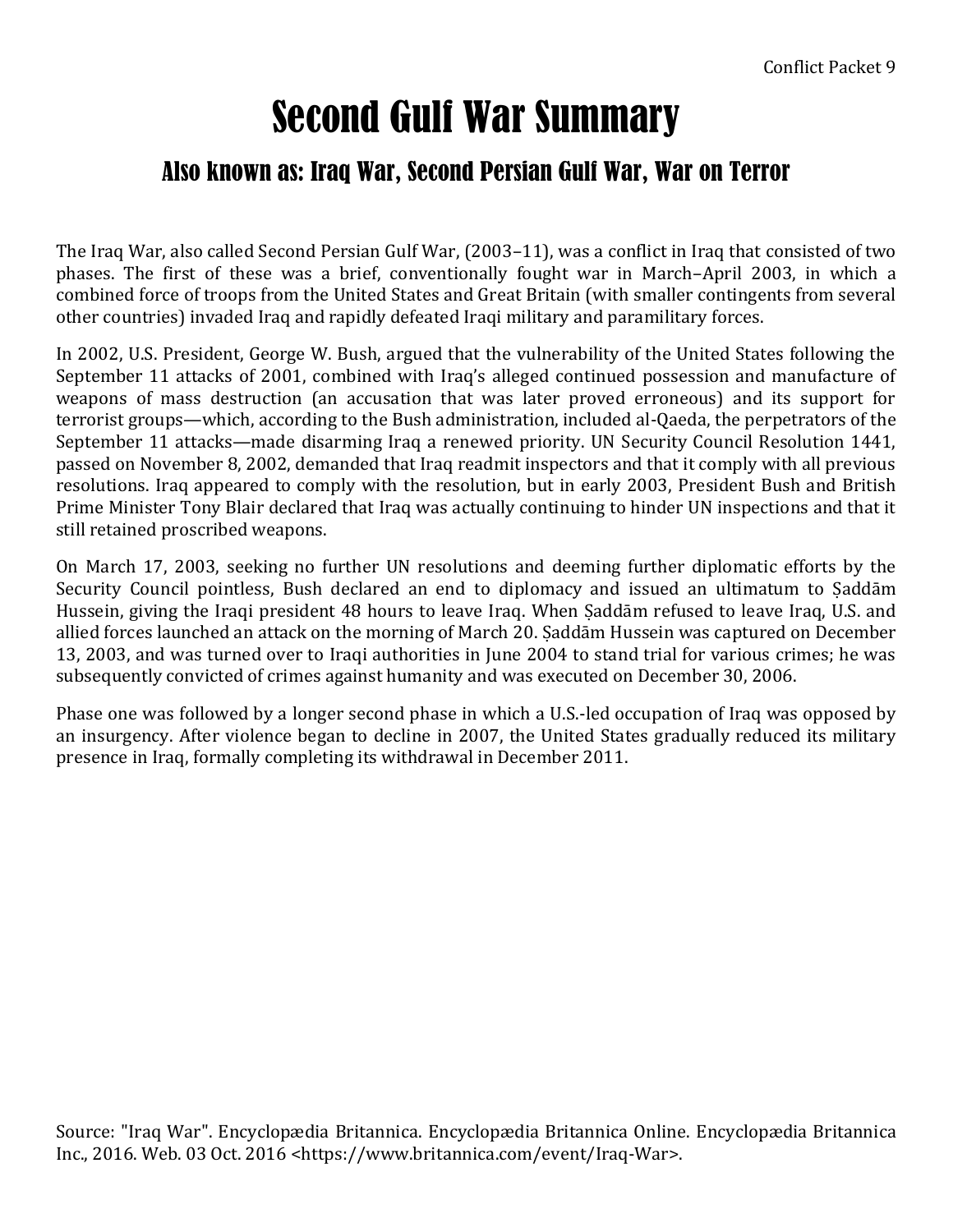# Second Gulf War Summary

## Also known as: Iraq War, Second Persian Gulf War, War on Terror

The Iraq War, also called Second Persian Gulf War, (2003–11), was a conflict in Iraq that consisted of two phases. The first of these was a brief, conventionally fought war in March–April 2003, in which a combined force of troops from the United States and Great Britain (with smaller contingents from several other countries) invaded Iraq and rapidly defeated Iraqi military and paramilitary forces.

In 2002, U.S. President, George W. Bush, argued that the vulnerability of the United States following the September 11 attacks of 2001, combined with Iraq's alleged continued possession and manufacture of weapons of mass destruction (an accusation that was later proved erroneous) and its support for terrorist groups—which, according to the Bush administration, included al-Qaeda, the perpetrators of the September 11 attacks—made disarming Iraq a renewed priority. UN Security Council Resolution 1441, passed on November 8, 2002, demanded that Iraq readmit inspectors and that it comply with all previous resolutions. Iraq appeared to comply with the resolution, but in early 2003, President Bush and British Prime Minister Tony Blair declared that Iraq was actually continuing to hinder UN inspections and that it still retained proscribed weapons.

On March 17, 2003, seeking no further UN resolutions and deeming further diplomatic efforts by the Security Council pointless, Bush declared an end to diplomacy and issued an ultimatum to Ṣaddām Hussein, giving the Iraqi president 48 hours to leave Iraq. When Ṣaddām refused to leave Iraq, U.S. and allied forces launched an attack on the morning of March 20. Ṣaddām Hussein was captured on December 13, 2003, and was turned over to Iraqi authorities in June 2004 to stand trial for various crimes; he was subsequently convicted of crimes against humanity and was executed on December 30, 2006.

Phase one was followed by a longer second phase in which a U.S.-led occupation of Iraq was opposed by an insurgency. After violence began to decline in 2007, the United States gradually reduced its military presence in Iraq, formally completing its withdrawal in December 2011.

Source: "Iraq War". Encyclopædia Britannica. Encyclopædia Britannica Online. Encyclopædia Britannica Inc., 2016. Web. 03 Oct. 2016 <https://www.britannica.com/event/Iraq-War>.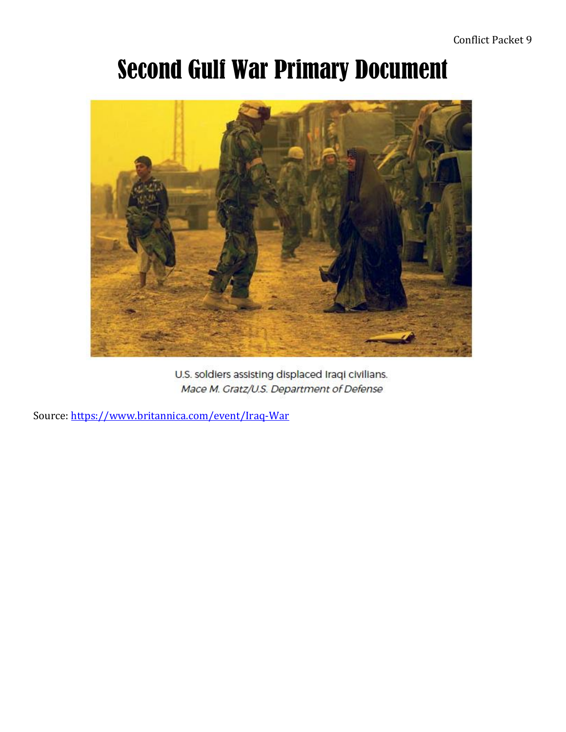# Second Gulf War Primary Document

U.S. soldiers assisting displaced Iraqi civilians.
*Mace M. Gratz/U.S. Department of Defense*

Source: https://www.britannica.com/event/Iraq-War